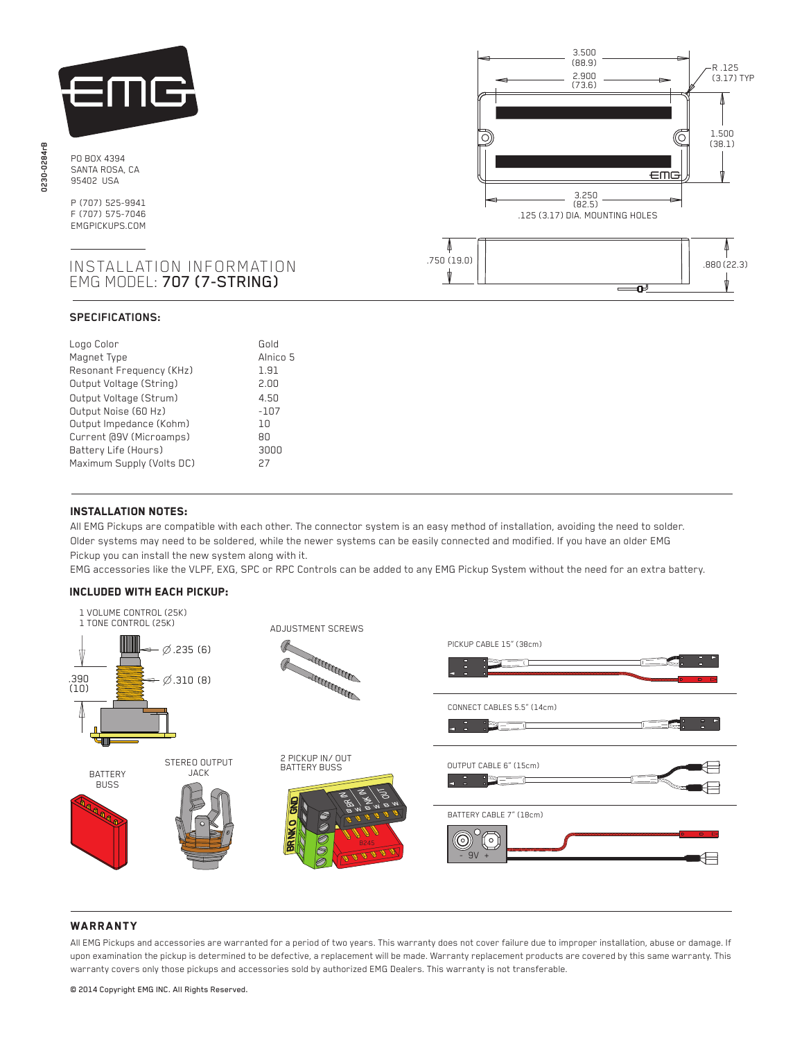0230-0284rB

PO BOX 4394
SANTA ROSA, CA
95402 USA

P (707) 525-9941
F (707) 575-7046
EMGPICKUPS.COM

# INSTALLATION INFORMATION
## EMG MODEL: 707 (7-STRING)

3.500 (88.9)
2.900 (73.6)
R .125 (3.17) TYP
1.500 (38.1)
3.250 (82.5)
.125 (3.17) DIA. MOUNTING HOLES
.750 (19.0)
.880 (22.3)

### SPECIFICATIONS:

| | |
|---|---|
| Logo Color | Gold |
| Magnet Type | Alnico 5 |
| Resonant Frequency (KHz) | 1.91 |
| Output Voltage (String) | 2.00 |
| Output Voltage (Strum) | 4.50 |
| Output Noise (60 Hz) | -107 |
| Output Impedance (Kohm) | 10 |
| Current @9V (Microamps) | 80 |
| Battery Life (Hours) | 3000 |
| Maximum Supply (Volts DC) | 27 |

### INSTALLATION NOTES:

All EMG Pickups are compatible with each other. The connector system is an easy method of installation, avoiding the need to solder. Older systems may need to be soldered, while the newer systems can be easily connected and modified. If you have an older EMG Pickup you can install the new system along with it.

EMG accessories like the VLPF, EXG, SPC or RPC Controls can be added to any EMG Pickup System without the need for an extra battery.

### INCLUDED WITH EACH PICKUP:

1 VOLUME CONTROL (25K)
1 TONE CONTROL (25K)

Ø.235 (6)
Ø.310 (8)
.390 (10)

ADJUSTMENT SCREWS

PICKUP CABLE 15" (38cm)

CONNECT CABLES 5.5" (14cm)

OUTPUT CABLE 6" (15cm)

BATTERY CABLE 7" (18cm)

BATTERY BUSS

STEREO OUTPUT JACK

2 PICKUP IN/ OUT BATTERY BUSS

### WARRANTY

All EMG Pickups and accessories are warranted for a period of two years. This warranty does not cover failure due to improper installation, abuse or damage. If upon examination the pickup is determined to be defective, a replacement will be made. Warranty replacement products are covered by this same warranty. This warranty covers only those pickups and accessories sold by authorized EMG Dealers. This warranty is not transferable.

© 2014 Copyright EMG INC. All Rights Reserved.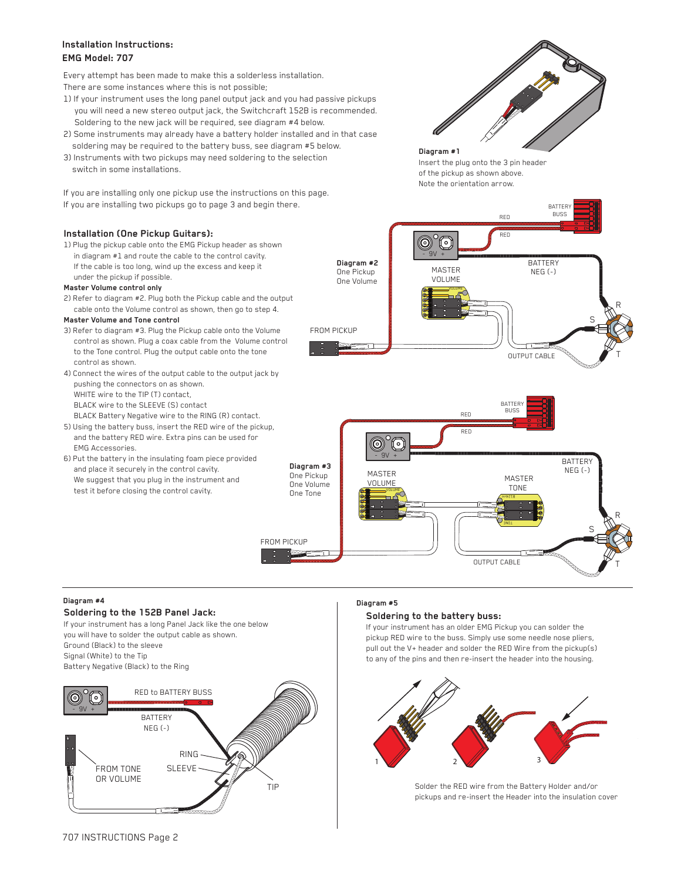## Installation Instructions:
## EMG Model: 707

Every attempt has been made to make this a solderless installation.
There are some instances where this is not possible;

1) If your instrument uses the long panel output jack and you had passive pickups you will need a new stereo output jack, the Switchcraft 152B is recommended. Soldering to the new jack will be required, see diagram #4 below.
2) Some instruments may already have a battery holder installed and in that case soldering may be required to the battery buss, see diagram #5 below.
3) Instruments with two pickups may need soldering to the selection switch in some installations.

If you are installing only one pickup use the instructions on this page.
If you are installing two pickups go to page 3 and begin there.

**Diagram #1**
Insert the plug onto the 3 pin header of the pickup as shown above.
Note the orientation arrow.

### Installation (One Pickup Guitars):

1) Plug the pickup cable onto the EMG Pickup header as shown in diagram #1 and route the cable to the control cavity. If the cable is too long, wind up the excess and keep it under the pickup if possible.

**Master Volume control only**

2) Refer to diagram #2. Plug both the Pickup cable and the output cable onto the Volume control as shown, then go to step 4.

**Master Volume and Tone control**

3) Refer to diagram #3. Plug the Pickup cable onto the Volume control as shown. Plug a coax cable from the Volume control to the Tone control. Plug the output cable onto the tone control as shown.
4) Connect the wires of the output cable to the output jack by pushing the connectors on as shown.
   WHITE wire to the TIP (T) contact,
   BLACK wire to the SLEEVE (S) contact
   BLACK Battery Negative wire to the RING (R) contact.
5) Using the battery buss, insert the RED wire of the pickup, and the battery RED wire. Extra pins can be used for EMG Accessories.
6) Put the battery in the insulating foam piece provided and place it securely in the control cavity. We suggest that you plug in the instrument and test it before closing the control cavity.

**Diagram #2**
One Pickup
One Volume

**Diagram #3**
One Pickup
One Volume
One Tone

**Diagram #4**

### Soldering to the 152B Panel Jack:

If your instrument has a long Panel Jack like the one below you will have to solder the output cable as shown.
Ground (Black) to the sleeve
Signal (White) to the Tip
Battery Negative (Black) to the Ring

**Diagram #5**

### Soldering to the battery buss:

If your instrument has an older EMG Pickup you can solder the pickup RED wire to the buss. Simply use some needle nose pliers, pull out the V+ header and solder the RED Wire from the pickup(s) to any of the pins and then re-insert the header into the housing.

Solder the RED wire from the Battery Holder and/or pickups and re-insert the Header into the insulation cover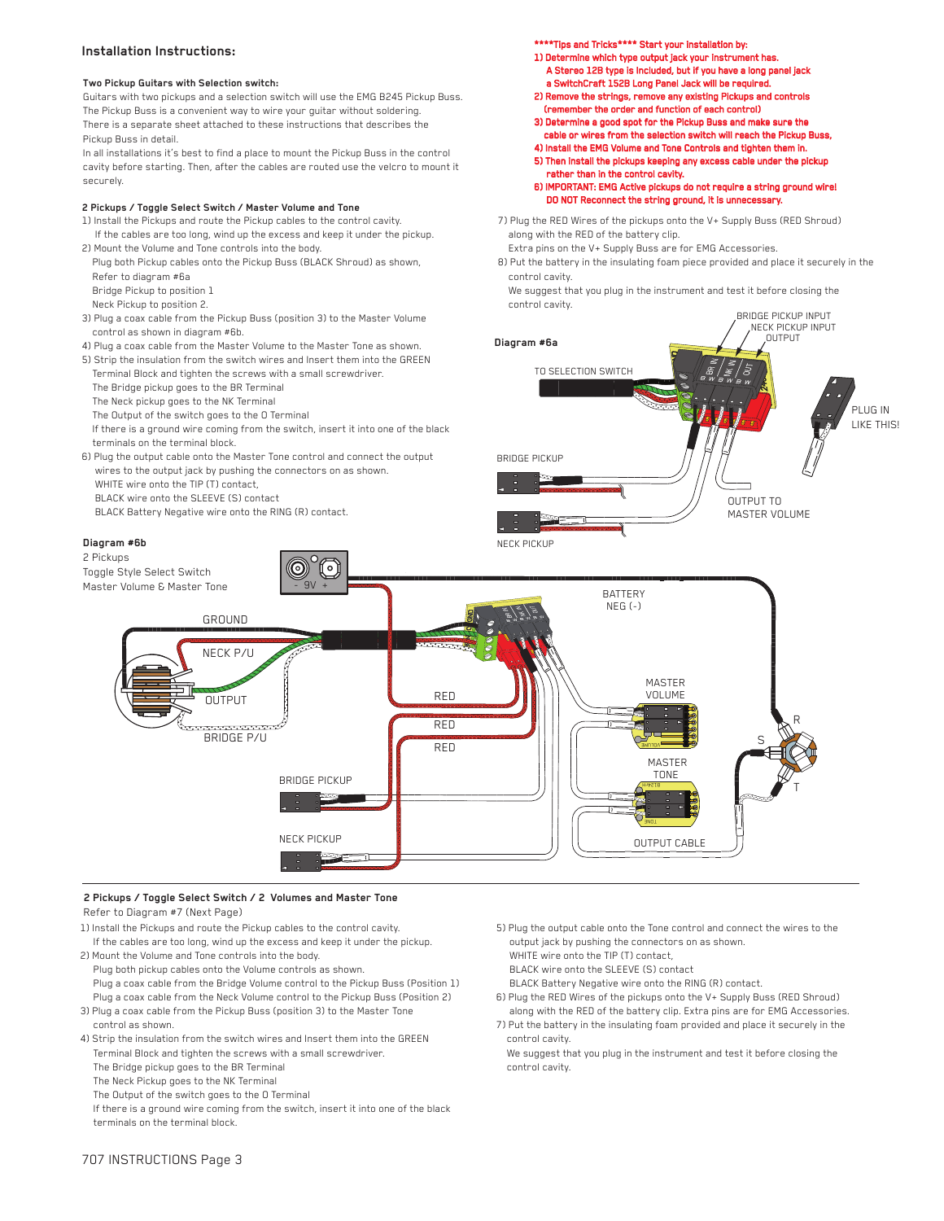## Installation Instructions:

**Two Pickup Guitars with Selection switch:**

Guitars with two pickups and a selection switch will use the EMG B245 Pickup Buss. The Pickup Buss is a convenient way to wire your guitar without soldering. There is a separate sheet attached to these instructions that describes the Pickup Buss in detail.

In all installations it's best to find a place to mount the Pickup Buss in the control cavity before starting. Then, after the cables are routed use the velcro to mount it securely.

**2 Pickups / Toggle Select Switch / Master Volume and Tone**

1) Install the Pickups and route the Pickup cables to the control cavity.
   If the cables are too long, wind up the excess and keep it under the pickup.
2) Mount the Volume and Tone controls into the body.
   Plug both Pickup cables onto the Pickup Buss (BLACK Shroud) as shown,
   Refer to diagram #6a
   Bridge Pickup to position 1
   Neck Pickup to position 2.
3) Plug a coax cable from the Pickup Buss (position 3) to the Master Volume control as shown in diagram #6b.
4) Plug a coax cable from the Master Volume to the Master Tone as shown.
5) Strip the insulation from the switch wires and Insert them into the GREEN Terminal Block and tighten the screws with a small screwdriver.
   The Bridge pickup goes to the BR Terminal
   The Neck pickup goes to the NK Terminal
   The Output of the switch goes to the O Terminal
   If there is a ground wire coming from the switch, insert it into one of the black terminals on the terminal block.
6) Plug the output cable onto the Master Tone control and connect the output wires to the output jack by pushing the connectors on as shown.
   WHITE wire onto the TIP (T) contact,
   BLACK wire onto the SLEEVE (S) contact
   BLACK Battery Negative wire onto the RING (R) contact.

**\*\*\*\*Tips and Tricks\*\*\*\* Start your installation by:**

1) Determine which type output jack your instrument has.
   A Stereo 12B type is included, but if you have a long panel jack a SwitchCraft 152B Long Panel Jack will be required.
2) Remove the strings, remove any existing Pickups and controls (remember the order and function of each control)
3) Determine a good spot for the Pickup Buss and make sure the cable or wires from the selection switch will reach the Pickup Buss,
4) Install the EMG Volume and Tone Controls and tighten them in.
5) Then install the pickups keeping any excess cable under the pickup rather than in the control cavity.
6) IMPORTANT: EMG Active pickups do not require a string ground wire! DO NOT Reconnect the string ground, it is unnecessary.

7) Plug the RED Wires of the pickups onto the V+ Supply Buss (RED Shroud) along with the RED of the battery clip.
   Extra pins on the V+ Supply Buss are for EMG Accessories.
8) Put the battery in the insulating foam piece provided and place it securely in the control cavity.
   We suggest that you plug in the instrument and test it before closing the control cavity.

**Diagram #6a**

BRIDGE PICKUP INPUT
NECK PICKUP INPUT
OUTPUT
TO SELECTION SWITCH
PLUG IN LIKE THIS!
BRIDGE PICKUP
OUTPUT TO MASTER VOLUME
NECK PICKUP

**Diagram #6b**

2 Pickups
Toggle Style Select Switch
Master Volume & Master Tone

- 9V +
GROUND
NECK P/U
OUTPUT
BRIDGE P/U
BATTERY NEG (-)
RED
RED
RED
MASTER VOLUME
MASTER TONE
BRIDGE PICKUP
NECK PICKUP
OUTPUT CABLE
S R T

**2 Pickups / Toggle Select Switch / 2 Volumes and Master Tone**

Refer to Diagram #7 (Next Page)

1) Install the Pickups and route the Pickup cables to the control cavity.
   If the cables are too long, wind up the excess and keep it under the pickup.
2) Mount the Volume and Tone controls into the body.
   Plug both pickup cables onto the Volume controls as shown.
   Plug a coax cable from the Bridge Volume control to the Pickup Buss (Position 1)
   Plug a coax cable from the Neck Volume control to the Pickup Buss (Position 2)
3) Plug a coax cable from the Pickup Buss (position 3) to the Master Tone control as shown.
4) Strip the insulation from the switch wires and Insert them into the GREEN Terminal Block and tighten the screws with a small screwdriver.
   The Bridge pickup goes to the BR Terminal
   The Neck Pickup goes to the NK Terminal
   The Output of the switch goes to the O Terminal
   If there is a ground wire coming from the switch, insert it into one of the black terminals on the terminal block.
5) Plug the output cable onto the Tone control and connect the wires to the output jack by pushing the connectors on as shown.
   WHITE wire onto the TIP (T) contact,
   BLACK wire onto the SLEEVE (S) contact
   BLACK Battery Negative wire onto the RING (R) contact.
6) Plug the RED Wires of the pickups onto the V+ Supply Buss (RED Shroud) along with the RED of the battery clip. Extra pins are for EMG Accessories.
7) Put the battery in the insulating foam and place it securely in the control cavity.
   We suggest that you plug in the instrument and test it before closing the control cavity.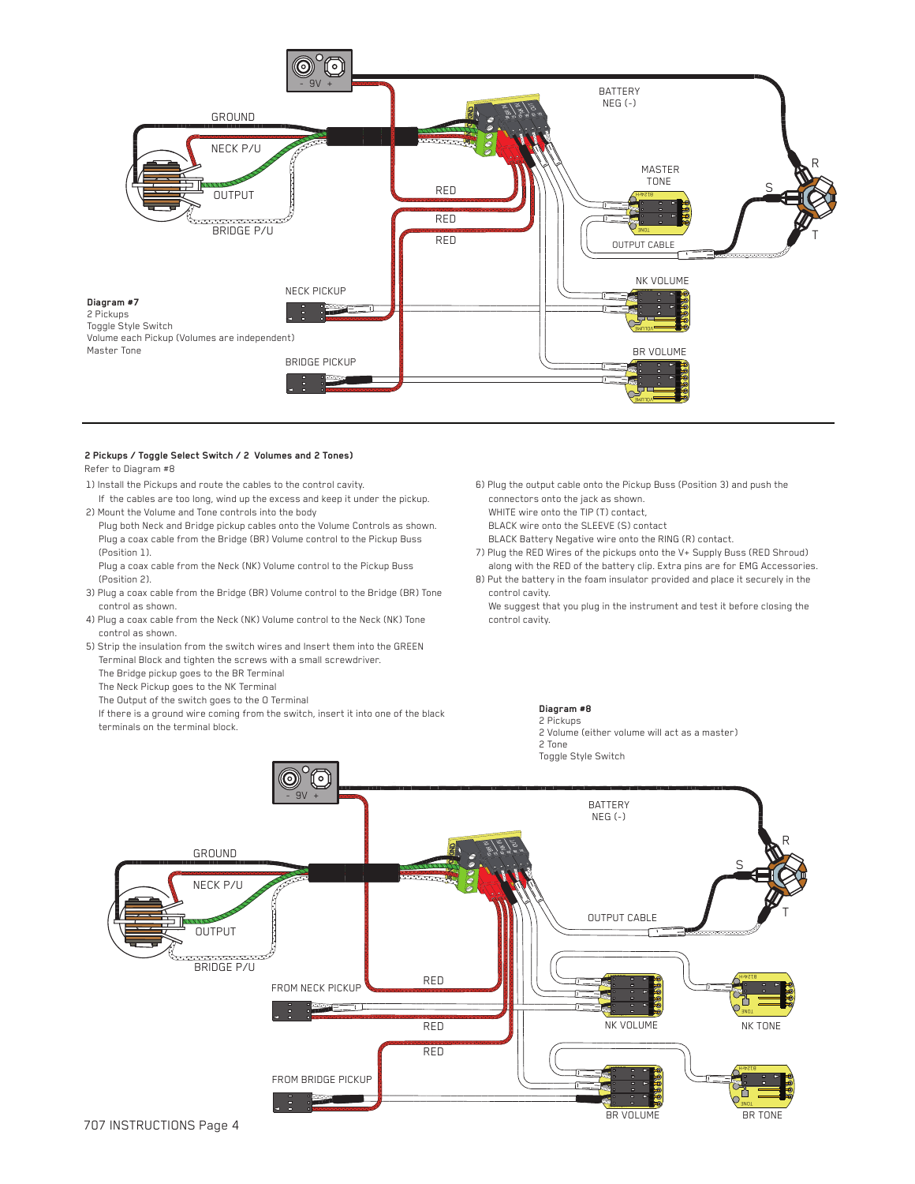9V
- +

BATTERY
NEG (-)

GROUND

NECK P/U

OUTPUT

BRIDGE P/U

RED

RED

RED

MASTER
TONE

OUTPUT CABLE

R

S

T

NK VOLUME

BR VOLUME

NECK PICKUP

BRIDGE PICKUP

**Diagram #7**
2 Pickups
Toggle Style Switch
Volume each Pickup (Volumes are independent)
Master Tone

---

**2 Pickups / Toggle Select Switch / 2 Volumes and 2 Tones)**

Refer to Diagram #8

1) Install the Pickups and route the cables to the control cavity.
   If the cables are too long, wind up the excess and keep it under the pickup.
2) Mount the Volume and Tone controls into the body
   Plug both Neck and Bridge pickup cables onto the Volume Controls as shown.
   Plug a coax cable from the Bridge (BR) Volume control to the Pickup Buss (Position 1).
   Plug a coax cable from the Neck (NK) Volume control to the Pickup Buss (Position 2).
3) Plug a coax cable from the Bridge (BR) Volume control to the Bridge (BR) Tone control as shown.
4) Plug a coax cable from the Neck (NK) Volume control to the Neck (NK) Tone control as shown.
5) Strip the insulation from the switch wires and Insert them into the GREEN Terminal Block and tighten the screws with a small screwdriver.
   The Bridge pickup goes to the BR Terminal
   The Neck Pickup goes to the NK Terminal
   The Output of the switch goes to the O Terminal
   If there is a ground wire coming from the switch, insert it into one of the black terminals on the terminal block.
6) Plug the output cable onto the Pickup Buss (Position 3) and push the connectors onto the jack as shown.
   WHITE wire onto the TIP (T) contact,
   BLACK wire onto the SLEEVE (S) contact
   BLACK Battery Negative wire onto the RING (R) contact.
7) Plug the RED Wires of the pickups onto the V+ Supply Buss (RED Shroud) along with the RED of the battery clip. Extra pins are for EMG Accessories.
8) Put the battery in the foam insulator provided and place it securely in the control cavity.
   We suggest that you plug in the instrument and test it before closing the control cavity.

**Diagram #8**
2 Pickups
2 Volume (either volume will act as a master)
2 Tone
Toggle Style Switch

9V
- +

BATTERY
NEG (-)

GROUND

NECK P/U

OUTPUT

BRIDGE P/U

R

S

T

OUTPUT CABLE

FROM NECK PICKUP

RED

RED

RED

FROM BRIDGE PICKUP

NK VOLUME

NK TONE

BR VOLUME

BR TONE

707 INSTRUCTIONS Page 4